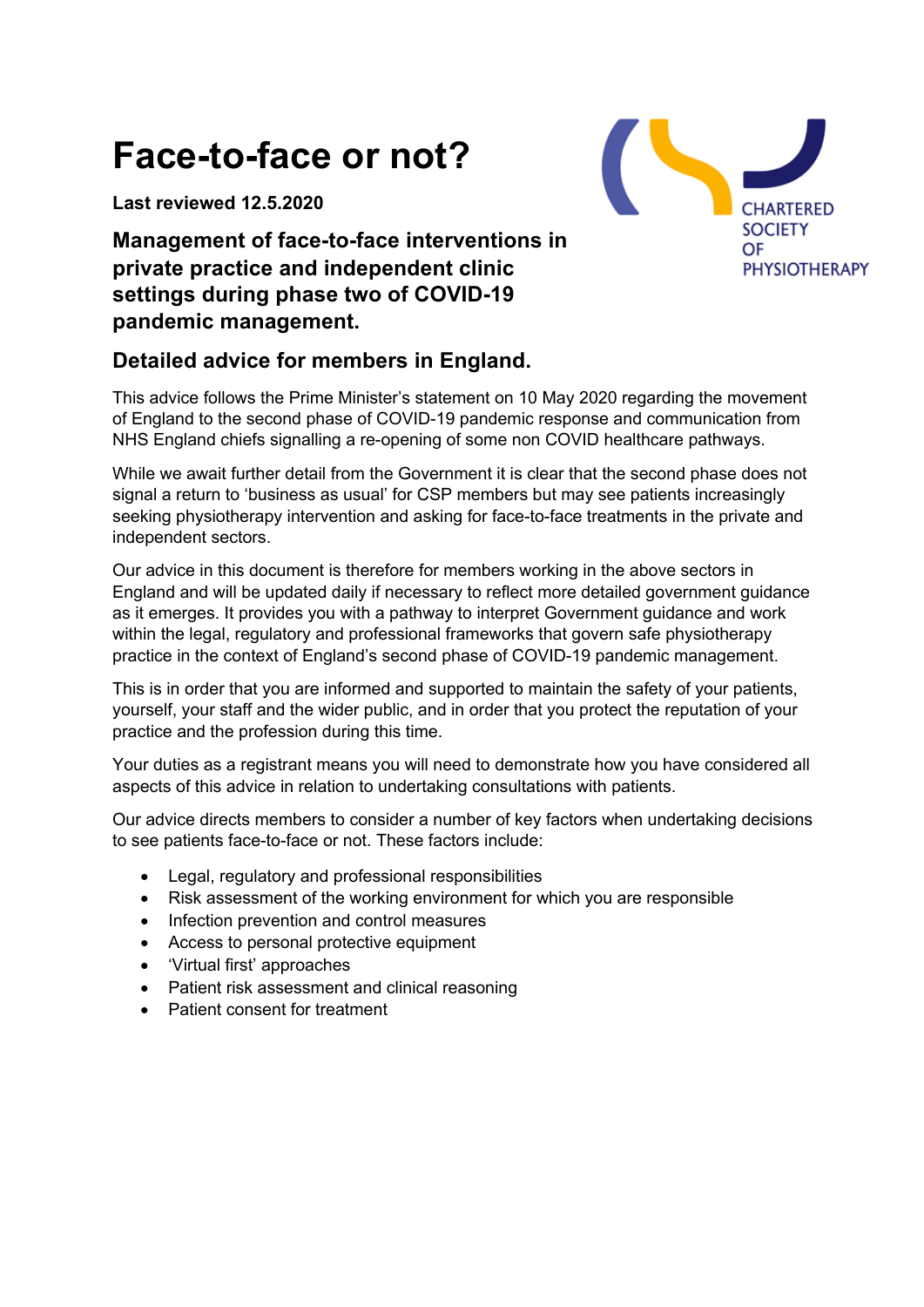# Face-to-face or not?

**Last reviewed 12.5.2020**

## Management of face-to-face interventions in private practice and independent clinic settings during phase two of COVID-19 pandemic management.

CHARTERED SOCIETY OF PHYSIOTHERAPY

## Detailed advice for members in England.

This advice follows the Prime Minister's statement on 10 May 2020 regarding the movement of England to the second phase of COVID-19 pandemic response and communication from NHS England chiefs signalling a re-opening of some non COVID healthcare pathways.

While we await further detail from the Government it is clear that the second phase does not signal a return to 'business as usual' for CSP members but may see patients increasingly seeking physiotherapy intervention and asking for face-to-face treatments in the private and independent sectors.

Our advice in this document is therefore for members working in the above sectors in England and will be updated daily if necessary to reflect more detailed government guidance as it emerges. It provides you with a pathway to interpret Government guidance and work within the legal, regulatory and professional frameworks that govern safe physiotherapy practice in the context of England's second phase of COVID-19 pandemic management.

This is in order that you are informed and supported to maintain the safety of your patients, yourself, your staff and the wider public, and in order that you protect the reputation of your practice and the profession during this time.

Your duties as a registrant means you will need to demonstrate how you have considered all aspects of this advice in relation to undertaking consultations with patients.

Our advice directs members to consider a number of key factors when undertaking decisions to see patients face-to-face or not. These factors include:

- Legal, regulatory and professional responsibilities
- Risk assessment of the working environment for which you are responsible
- Infection prevention and control measures
- Access to personal protective equipment
- 'Virtual first' approaches
- Patient risk assessment and clinical reasoning
- Patient consent for treatment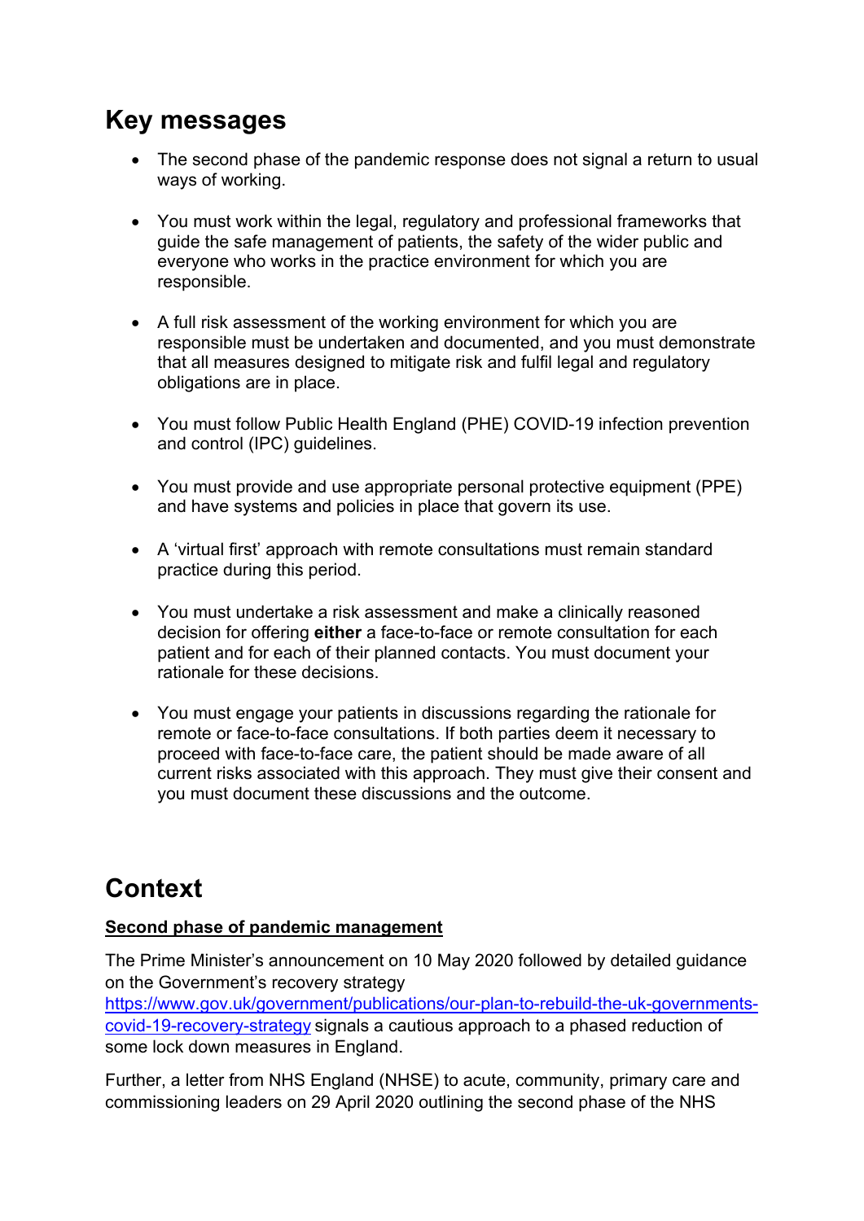## Key messages

- The second phase of the pandemic response does not signal a return to usual ways of working.
- You must work within the legal, regulatory and professional frameworks that guide the safe management of patients, the safety of the wider public and everyone who works in the practice environment for which you are responsible.
- A full risk assessment of the working environment for which you are responsible must be undertaken and documented, and you must demonstrate that all measures designed to mitigate risk and fulfil legal and regulatory obligations are in place.
- You must follow Public Health England (PHE) COVID-19 infection prevention and control (IPC) guidelines.
- You must provide and use appropriate personal protective equipment (PPE) and have systems and policies in place that govern its use.
- A 'virtual first' approach with remote consultations must remain standard practice during this period.
- You must undertake a risk assessment and make a clinically reasoned decision for offering **either** a face-to-face or remote consultation for each patient and for each of their planned contacts. You must document your rationale for these decisions.
- You must engage your patients in discussions regarding the rationale for remote or face-to-face consultations. If both parties deem it necessary to proceed with face-to-face care, the patient should be made aware of all current risks associated with this approach. They must give their consent and you must document these discussions and the outcome.

## Context

**Second phase of pandemic management**

The Prime Minister's announcement on 10 May 2020 followed by detailed guidance on the Government's recovery strategy [https://www.gov.uk/government/publications/our-plan-to-rebuild-the-uk-governments-covid-19-recovery-strategy](https://www.gov.uk/government/publications/our-plan-to-rebuild-the-uk-governments-covid-19-recovery-strategy) signals a cautious approach to a phased reduction of some lock down measures in England.

Further, a letter from NHS England (NHSE) to acute, community, primary care and commissioning leaders on 29 April 2020 outlining the second phase of the NHS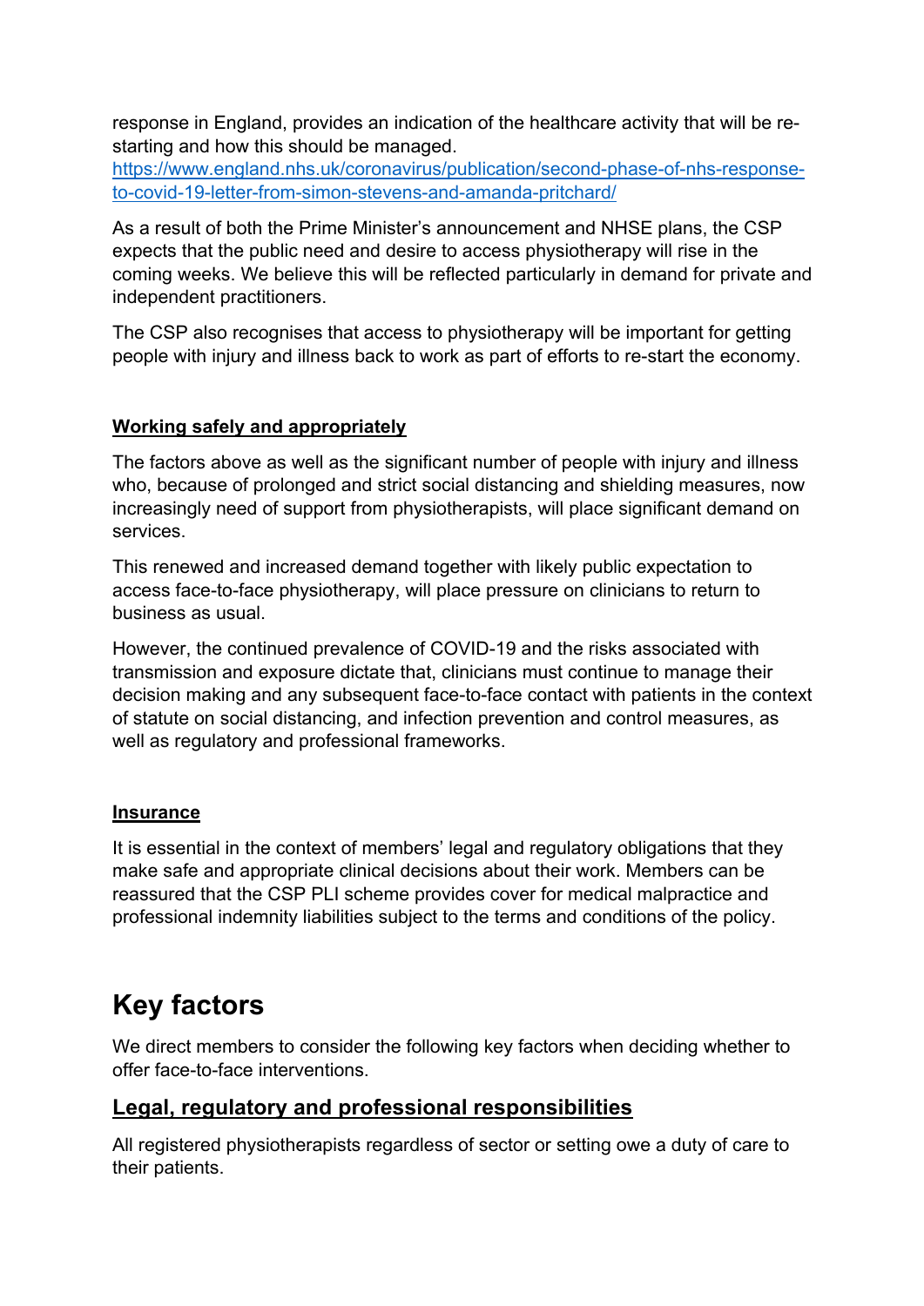response in England, provides an indication of the healthcare activity that will be re-starting and how this should be managed.
[https://www.england.nhs.uk/coronavirus/publication/second-phase-of-nhs-response-to-covid-19-letter-from-simon-stevens-and-amanda-pritchard/](https://www.england.nhs.uk/coronavirus/publication/second-phase-of-nhs-response-to-covid-19-letter-from-simon-stevens-and-amanda-pritchard/)

As a result of both the Prime Minister's announcement and NHSE plans, the CSP expects that the public need and desire to access physiotherapy will rise in the coming weeks. We believe this will be reflected particularly in demand for private and independent practitioners.

The CSP also recognises that access to physiotherapy will be important for getting people with injury and illness back to work as part of efforts to re-start the economy.

**Working safely and appropriately**

The factors above as well as the significant number of people with injury and illness who, because of prolonged and strict social distancing and shielding measures, now increasingly need of support from physiotherapists, will place significant demand on services.

This renewed and increased demand together with likely public expectation to access face-to-face physiotherapy, will place pressure on clinicians to return to business as usual.

However, the continued prevalence of COVID-19 and the risks associated with transmission and exposure dictate that, clinicians must continue to manage their decision making and any subsequent face-to-face contact with patients in the context of statute on social distancing, and infection prevention and control measures, as well as regulatory and professional frameworks.

**Insurance**

It is essential in the context of members' legal and regulatory obligations that they make safe and appropriate clinical decisions about their work. Members can be reassured that the CSP PLI scheme provides cover for medical malpractice and professional indemnity liabilities subject to the terms and conditions of the policy.

# Key factors

We direct members to consider the following key factors when deciding whether to offer face-to-face interventions.

## Legal, regulatory and professional responsibilities

All registered physiotherapists regardless of sector or setting owe a duty of care to their patients.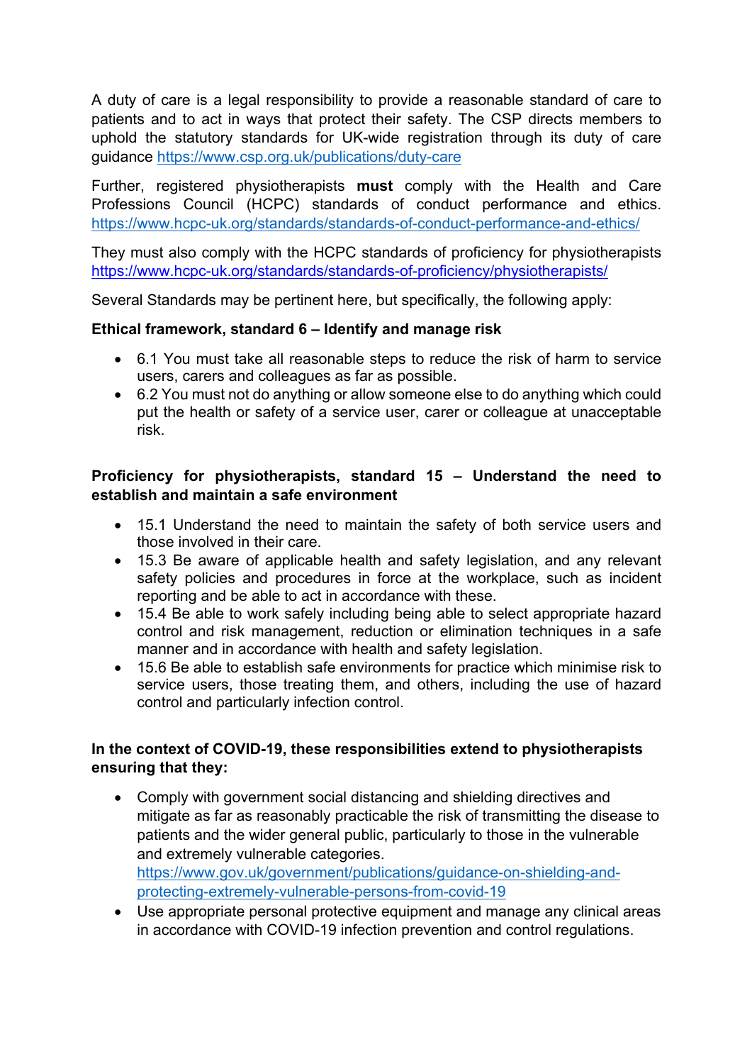A duty of care is a legal responsibility to provide a reasonable standard of care to patients and to act in ways that protect their safety. The CSP directs members to uphold the statutory standards for UK-wide registration through its duty of care guidance https://www.csp.org.uk/publications/duty-care

Further, registered physiotherapists **must** comply with the Health and Care Professions Council (HCPC) standards of conduct performance and ethics. https://www.hcpc-uk.org/standards/standards-of-conduct-performance-and-ethics/

They must also comply with the HCPC standards of proficiency for physiotherapists https://www.hcpc-uk.org/standards/standards-of-proficiency/physiotherapists/

Several Standards may be pertinent here, but specifically, the following apply:

**Ethical framework, standard 6 – Identify and manage risk**

- 6.1 You must take all reasonable steps to reduce the risk of harm to service users, carers and colleagues as far as possible.
- 6.2 You must not do anything or allow someone else to do anything which could put the health or safety of a service user, carer or colleague at unacceptable risk.

**Proficiency for physiotherapists, standard 15 – Understand the need to establish and maintain a safe environment**

- 15.1 Understand the need to maintain the safety of both service users and those involved in their care.
- 15.3 Be aware of applicable health and safety legislation, and any relevant safety policies and procedures in force at the workplace, such as incident reporting and be able to act in accordance with these.
- 15.4 Be able to work safely including being able to select appropriate hazard control and risk management, reduction or elimination techniques in a safe manner and in accordance with health and safety legislation.
- 15.6 Be able to establish safe environments for practice which minimise risk to service users, those treating them, and others, including the use of hazard control and particularly infection control.

**In the context of COVID-19, these responsibilities extend to physiotherapists ensuring that they:**

- Comply with government social distancing and shielding directives and mitigate as far as reasonably practicable the risk of transmitting the disease to patients and the wider general public, particularly to those in the vulnerable and extremely vulnerable categories. https://www.gov.uk/government/publications/guidance-on-shielding-and-protecting-extremely-vulnerable-persons-from-covid-19
- Use appropriate personal protective equipment and manage any clinical areas in accordance with COVID-19 infection prevention and control regulations.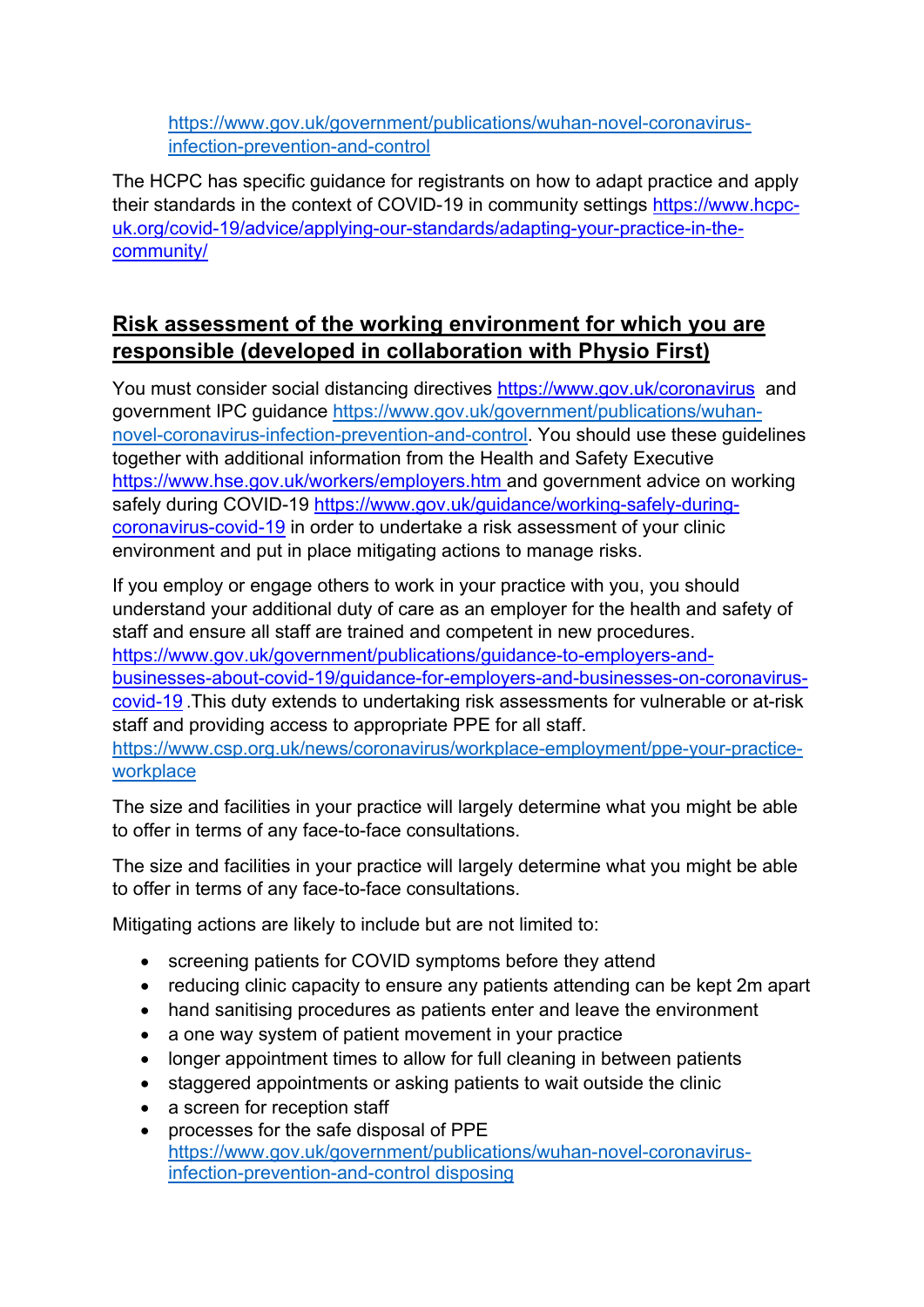https://www.gov.uk/government/publications/wuhan-novel-coronavirus-infection-prevention-and-control

The HCPC has specific guidance for registrants on how to adapt practice and apply their standards in the context of COVID-19 in community settings https://www.hcpc-uk.org/covid-19/advice/applying-our-standards/adapting-your-practice-in-the-community/

## Risk assessment of the working environment for which you are responsible (developed in collaboration with Physio First)

You must consider social distancing directives https://www.gov.uk/coronavirus and government IPC guidance https://www.gov.uk/government/publications/wuhan-novel-coronavirus-infection-prevention-and-control. You should use these guidelines together with additional information from the Health and Safety Executive https://www.hse.gov.uk/workers/employers.htm and government advice on working safely during COVID-19 https://www.gov.uk/guidance/working-safely-during-coronavirus-covid-19 in order to undertake a risk assessment of your clinic environment and put in place mitigating actions to manage risks.

If you employ or engage others to work in your practice with you, you should understand your additional duty of care as an employer for the health and safety of staff and ensure all staff are trained and competent in new procedures. https://www.gov.uk/government/publications/guidance-to-employers-and-businesses-about-covid-19/guidance-for-employers-and-businesses-on-coronavirus-covid-19 .This duty extends to undertaking risk assessments for vulnerable or at-risk staff and providing access to appropriate PPE for all staff. https://www.csp.org.uk/news/coronavirus/workplace-employment/ppe-your-practice-workplace

The size and facilities in your practice will largely determine what you might be able to offer in terms of any face-to-face consultations.

The size and facilities in your practice will largely determine what you might be able to offer in terms of any face-to-face consultations.

Mitigating actions are likely to include but are not limited to:

- screening patients for COVID symptoms before they attend
- reducing clinic capacity to ensure any patients attending can be kept 2m apart
- hand sanitising procedures as patients enter and leave the environment
- a one way system of patient movement in your practice
- longer appointment times to allow for full cleaning in between patients
- staggered appointments or asking patients to wait outside the clinic
- a screen for reception staff
- processes for the safe disposal of PPE https://www.gov.uk/government/publications/wuhan-novel-coronavirus-infection-prevention-and-control disposing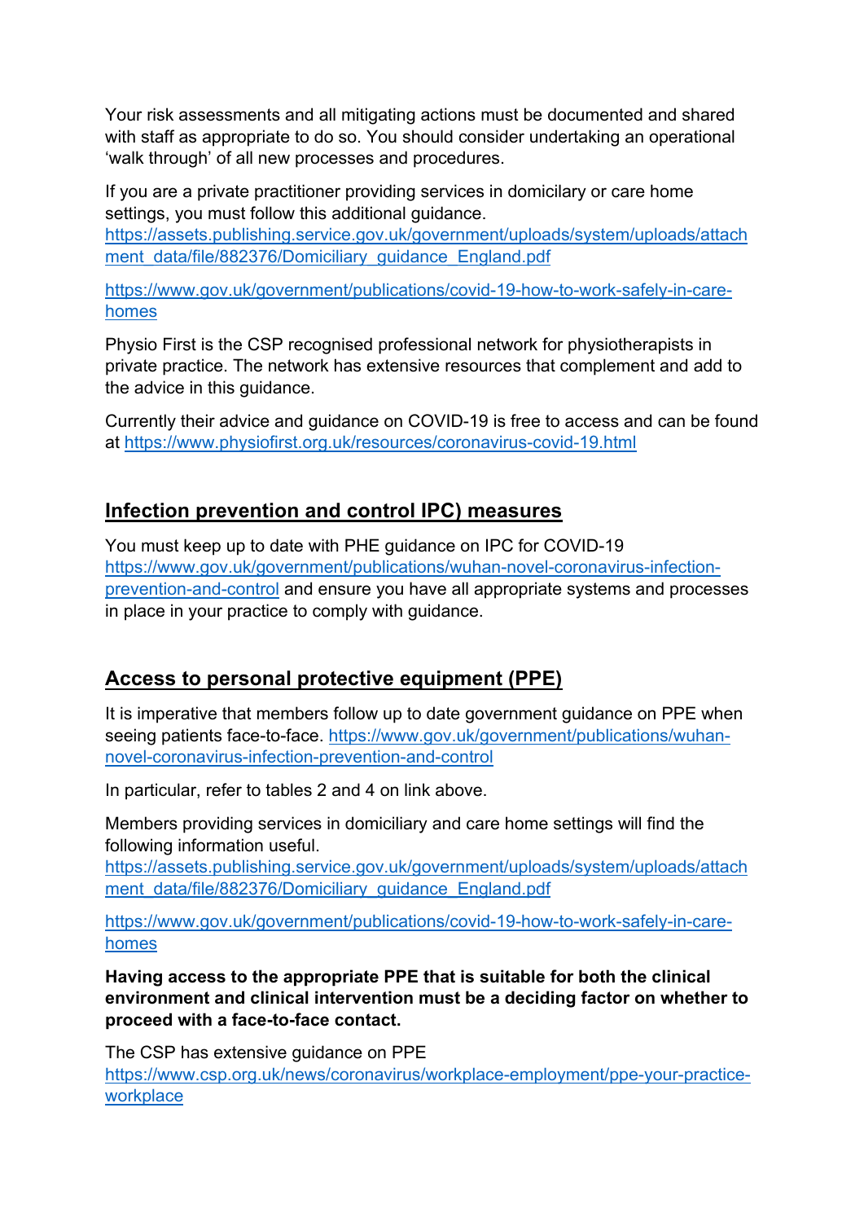Your risk assessments and all mitigating actions must be documented and shared with staff as appropriate to do so. You should consider undertaking an operational 'walk through' of all new processes and procedures.

If you are a private practitioner providing services in domicilary or care home settings, you must follow this additional guidance.
https://assets.publishing.service.gov.uk/government/uploads/system/uploads/attachment_data/file/882376/Domiciliary_guidance_England.pdf

https://www.gov.uk/government/publications/covid-19-how-to-work-safely-in-care-homes

Physio First is the CSP recognised professional network for physiotherapists in private practice. The network has extensive resources that complement and add to the advice in this guidance.

Currently their advice and guidance on COVID-19 is free to access and can be found at https://www.physiofirst.org.uk/resources/coronavirus-covid-19.html

## Infection prevention and control IPC) measures

You must keep up to date with PHE guidance on IPC for COVID-19 https://www.gov.uk/government/publications/wuhan-novel-coronavirus-infection-prevention-and-control and ensure you have all appropriate systems and processes in place in your practice to comply with guidance.

## Access to personal protective equipment (PPE)

It is imperative that members follow up to date government guidance on PPE when seeing patients face-to-face. https://www.gov.uk/government/publications/wuhan-novel-coronavirus-infection-prevention-and-control

In particular, refer to tables 2 and 4 on link above.

Members providing services in domiciliary and care home settings will find the following information useful.
https://assets.publishing.service.gov.uk/government/uploads/system/uploads/attachment_data/file/882376/Domiciliary_guidance_England.pdf

https://www.gov.uk/government/publications/covid-19-how-to-work-safely-in-care-homes

**Having access to the appropriate PPE that is suitable for both the clinical environment and clinical intervention must be a deciding factor on whether to proceed with a face-to-face contact.**

The CSP has extensive guidance on PPE
https://www.csp.org.uk/news/coronavirus/workplace-employment/ppe-your-practice-workplace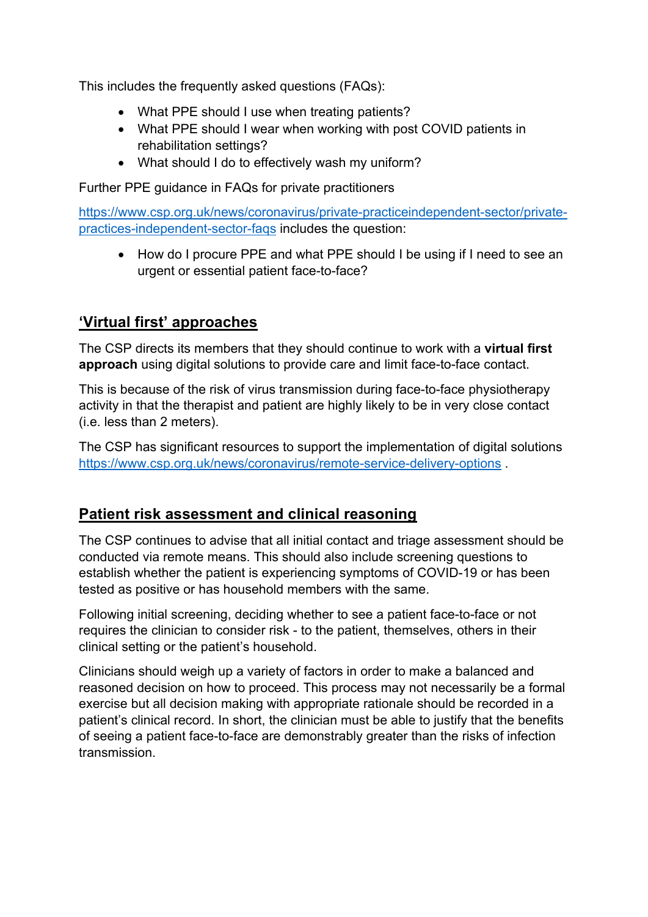This includes the frequently asked questions (FAQs):

- What PPE should I use when treating patients?
- What PPE should I wear when working with post COVID patients in rehabilitation settings?
- What should I do to effectively wash my uniform?

Further PPE guidance in FAQs for private practitioners

https://www.csp.org.uk/news/coronavirus/private-practiceindependent-sector/private-practices-independent-sector-faqs includes the question:

- How do I procure PPE and what PPE should I be using if I need to see an urgent or essential patient face-to-face?

## 'Virtual first' approaches

The CSP directs its members that they should continue to work with a **virtual first approach** using digital solutions to provide care and limit face-to-face contact.

This is because of the risk of virus transmission during face-to-face physiotherapy activity in that the therapist and patient are highly likely to be in very close contact (i.e. less than 2 meters).

The CSP has significant resources to support the implementation of digital solutions https://www.csp.org.uk/news/coronavirus/remote-service-delivery-options .

## Patient risk assessment and clinical reasoning

The CSP continues to advise that all initial contact and triage assessment should be conducted via remote means. This should also include screening questions to establish whether the patient is experiencing symptoms of COVID-19 or has been tested as positive or has household members with the same.

Following initial screening, deciding whether to see a patient face-to-face or not requires the clinician to consider risk - to the patient, themselves, others in their clinical setting or the patient's household.

Clinicians should weigh up a variety of factors in order to make a balanced and reasoned decision on how to proceed. This process may not necessarily be a formal exercise but all decision making with appropriate rationale should be recorded in a patient's clinical record. In short, the clinician must be able to justify that the benefits of seeing a patient face-to-face are demonstrably greater than the risks of infection transmission.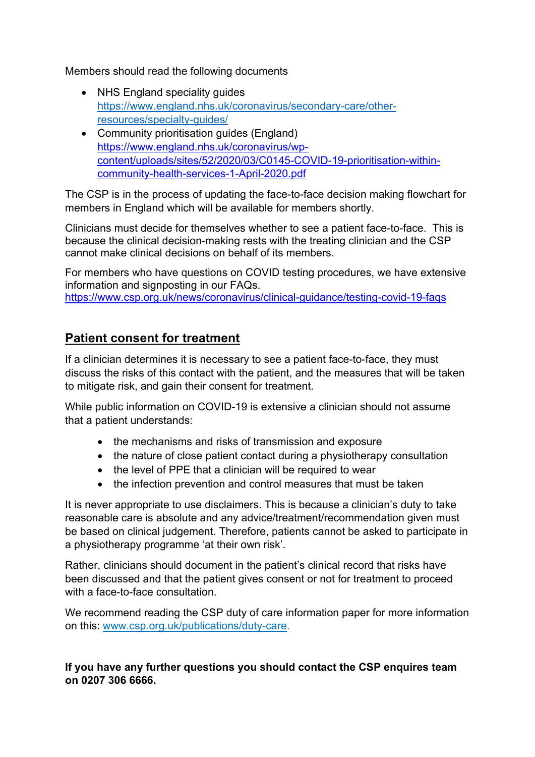Members should read the following documents

- NHS England speciality guides https://www.england.nhs.uk/coronavirus/secondary-care/other-resources/specialty-guides/
- Community prioritisation guides (England) https://www.england.nhs.uk/coronavirus/wp-content/uploads/sites/52/2020/03/C0145-COVID-19-prioritisation-within-community-health-services-1-April-2020.pdf

The CSP is in the process of updating the face-to-face decision making flowchart for members in England which will be available for members shortly.

Clinicians must decide for themselves whether to see a patient face-to-face. This is because the clinical decision-making rests with the treating clinician and the CSP cannot make clinical decisions on behalf of its members.

For members who have questions on COVID testing procedures, we have extensive information and signposting in our FAQs. https://www.csp.org.uk/news/coronavirus/clinical-guidance/testing-covid-19-faqs

## Patient consent for treatment

If a clinician determines it is necessary to see a patient face-to-face, they must discuss the risks of this contact with the patient, and the measures that will be taken to mitigate risk, and gain their consent for treatment.

While public information on COVID-19 is extensive a clinician should not assume that a patient understands:

- the mechanisms and risks of transmission and exposure
- the nature of close patient contact during a physiotherapy consultation
- the level of PPE that a clinician will be required to wear
- the infection prevention and control measures that must be taken

It is never appropriate to use disclaimers. This is because a clinician's duty to take reasonable care is absolute and any advice/treatment/recommendation given must be based on clinical judgement. Therefore, patients cannot be asked to participate in a physiotherapy programme 'at their own risk'.

Rather, clinicians should document in the patient's clinical record that risks have been discussed and that the patient gives consent or not for treatment to proceed with a face-to-face consultation.

We recommend reading the CSP duty of care information paper for more information on this: www.csp.org.uk/publications/duty-care.

**If you have any further questions you should contact the CSP enquires team on 0207 306 6666.**